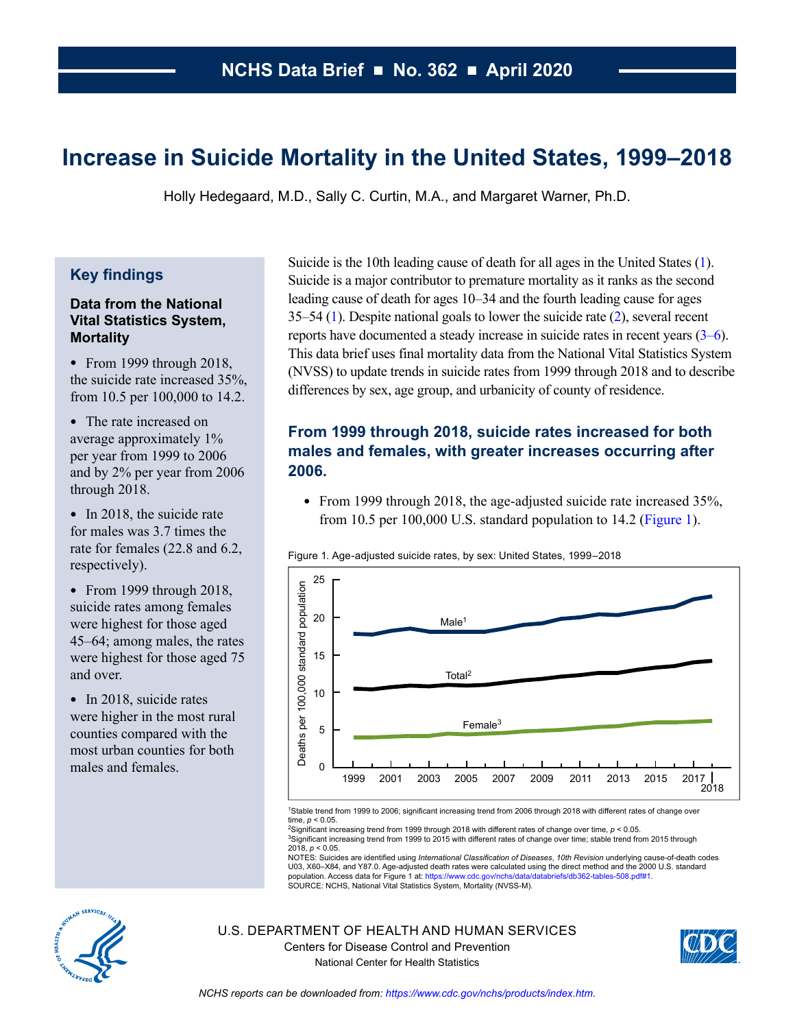# NCHS Data Brief ■ No. 362 ■ April 2020

# Increase in Suicide Mortality in the United States, 1999–2018

Holly Hedegaard, M.D., Sally C. Curtin, M.A., and Margaret Warner, Ph.D.

## Key findings

### Data from the National Vital Statistics System, Mortality

- From 1999 through 2018, the suicide rate increased 35%, from 10.5 per 100,000 to 14.2.
- The rate increased on average approximately 1% per year from 1999 to 2006 and by 2% per year from 2006 through 2018.
- In 2018, the suicide rate for males was 3.7 times the rate for females (22.8 and 6.2, respectively).
- From 1999 through 2018, suicide rates among females were highest for those aged 45–64; among males, the rates were highest for those aged 75 and over.
- In 2018, suicide rates were higher in the most rural counties compared with the most urban counties for both males and females.

Suicide is the 10th leading cause of death for all ages in the United States (1). Suicide is a major contributor to premature mortality as it ranks as the second leading cause of death for ages 10–34 and the fourth leading cause for ages 35–54 (1). Despite national goals to lower the suicide rate (2), several recent reports have documented a steady increase in suicide rates in recent years (3–6). This data brief uses final mortality data from the National Vital Statistics System (NVSS) to update trends in suicide rates from 1999 through 2018 and to describe differences by sex, age group, and urbanicity of county of residence.

## From 1999 through 2018, suicide rates increased for both males and females, with greater increases occurring after 2006.

- From 1999 through 2018, the age-adjusted suicide rate increased 35%, from 10.5 per 100,000 U.S. standard population to 14.2 (Figure 1).

Figure 1. Age-adjusted suicide rates, by sex: United States, 1999–2018

[1]Stable trend from 1999 to 2006; significant increasing trend from 2006 through 2018 with different rates of change over time, $p < 0.05$.
[2]Significant increasing trend from 1999 through 2018 with different rates of change over time, $p < 0.05$.
[3]Significant increasing trend from 1999 to 2015 with different rates of change over time; stable trend from 2015 through 2018, $p < 0.05$.
NOTES: Suicides are identified using *International Classification of Diseases, 10th Revision* underlying cause-of-death codes U03, X60–X84, and Y87.0. Age-adjusted death rates were calculated using the direct method and the 2000 U.S. standard population. Access data for Figure 1 at: https://www.cdc.gov/nchs/data/databriefs/db362-tables-508.pdf#1.
SOURCE: NCHS, National Vital Statistics System, Mortality (NVSS-M).

U.S. DEPARTMENT OF HEALTH AND HUMAN SERVICES
Centers for Disease Control and Prevention
National Center for Health Statistics

*NCHS reports can be downloaded from: https://www.cdc.gov/nchs/products/index.htm.*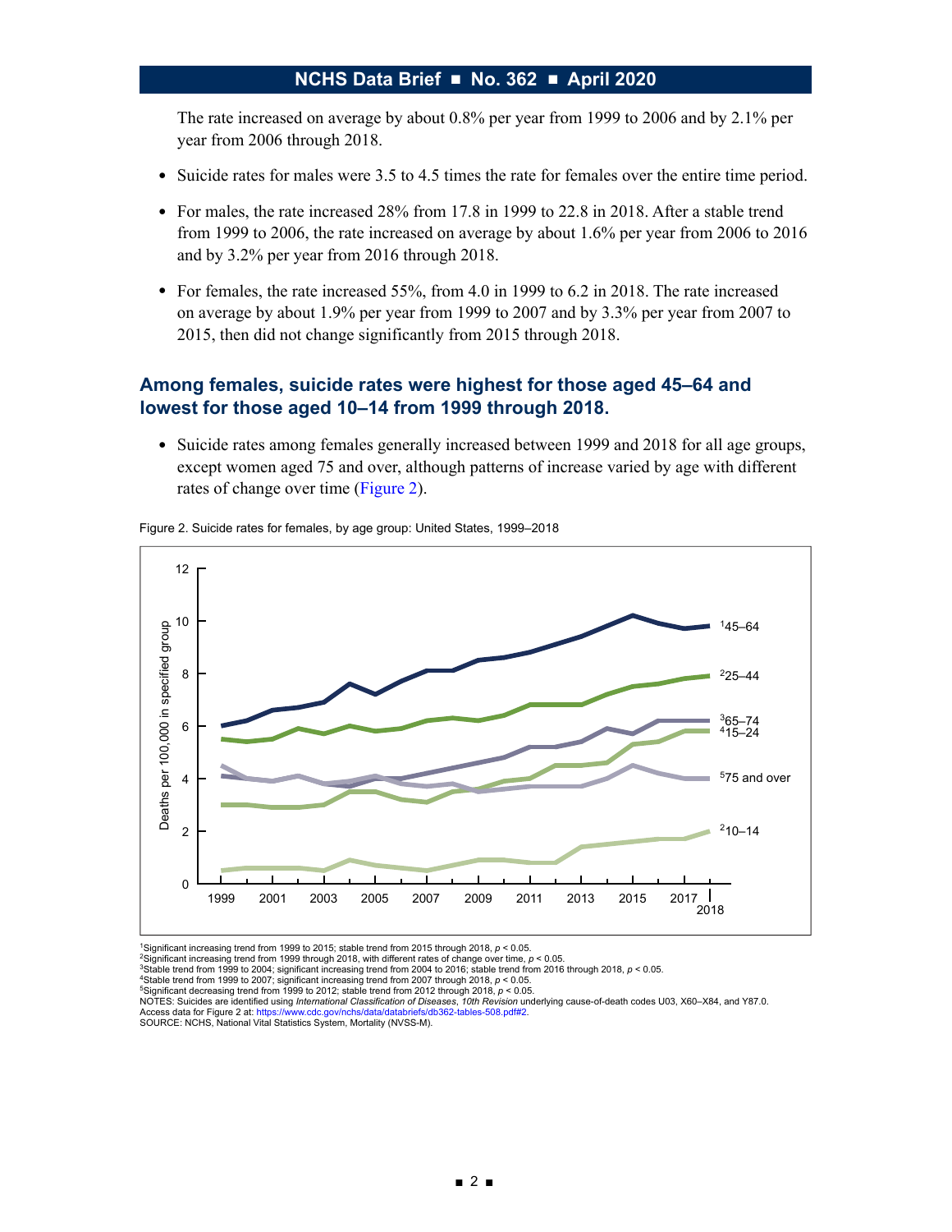The rate increased on average by about 0.8% per year from 1999 to 2006 and by 2.1% per year from 2006 through 2018.

- Suicide rates for males were 3.5 to 4.5 times the rate for females over the entire time period.
- For males, the rate increased 28% from 17.8 in 1999 to 22.8 in 2018. After a stable trend from 1999 to 2006, the rate increased on average by about 1.6% per year from 2006 to 2016 and by 3.2% per year from 2016 through 2018.
- For females, the rate increased 55%, from 4.0 in 1999 to 6.2 in 2018. The rate increased on average by about 1.9% per year from 1999 to 2007 and by 3.3% per year from 2007 to 2015, then did not change significantly from 2015 through 2018.

## Among females, suicide rates were highest for those aged 45–64 and lowest for those aged 10–14 from 1999 through 2018.

- Suicide rates among females generally increased between 1999 and 2018 for all age groups, except women aged 75 and over, although patterns of increase varied by age with different rates of change over time (Figure 2).

Figure 2. Suicide rates for females, by age group: United States, 1999–2018

[1]Significant increasing trend from 1999 to 2015; stable trend from 2015 through 2018, $p < 0.05$.
[2]Significant increasing trend from 1999 through 2018, with different rates of change over time, $p < 0.05$.
[3]Stable trend from 1999 to 2004; significant increasing trend from 2004 to 2016; stable trend from 2016 through 2018, $p < 0.05$.
[4]Stable trend from 1999 to 2007; significant increasing trend from 2007 through 2018, $p < 0.05$.
[5]Significant decreasing trend from 1999 to 2012; stable trend from 2012 through 2018, $p < 0.05$.
NOTES: Suicides are identified using *International Classification of Diseases, 10th Revision* underlying cause-of-death codes U03, X60–X84, and Y87.0. Access data for Figure 2 at: https://www.cdc.gov/nchs/data/databriefs/db362-tables-508.pdf#2.
SOURCE: NCHS, National Vital Statistics System, Mortality (NVSS-M).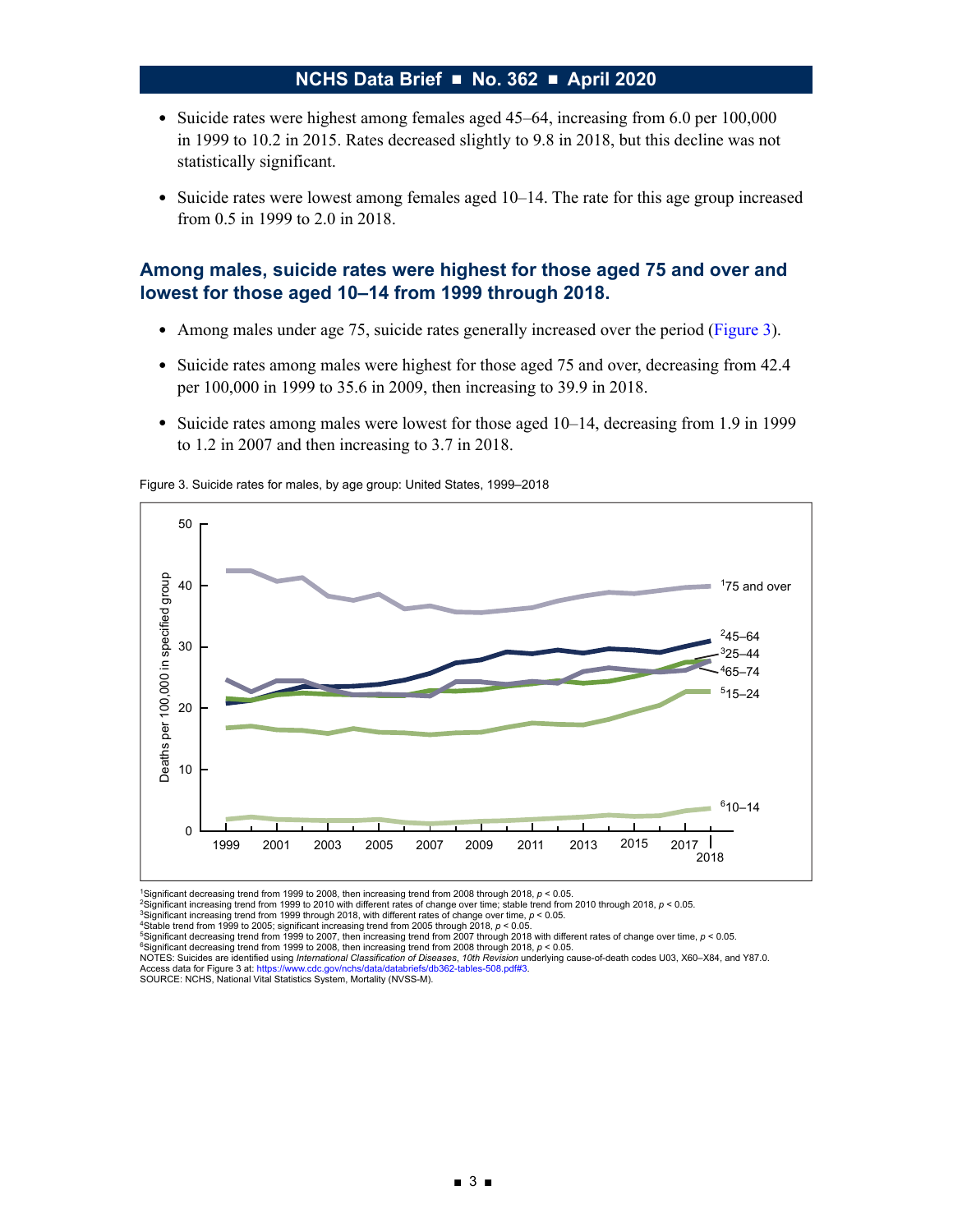- Suicide rates were highest among females aged 45–64, increasing from 6.0 per 100,000 in 1999 to 10.2 in 2015. Rates decreased slightly to 9.8 in 2018, but this decline was not statistically significant.
- Suicide rates were lowest among females aged 10–14. The rate for this age group increased from 0.5 in 1999 to 2.0 in 2018.

## Among males, suicide rates were highest for those aged 75 and over and lowest for those aged 10–14 from 1999 through 2018.

- Among males under age 75, suicide rates generally increased over the period (Figure 3).
- Suicide rates among males were highest for those aged 75 and over, decreasing from 42.4 per 100,000 in 1999 to 35.6 in 2009, then increasing to 39.9 in 2018.
- Suicide rates among males were lowest for those aged 10–14, decreasing from 1.9 in 1999 to 1.2 in 2007 and then increasing to 3.7 in 2018.

Figure 3. Suicide rates for males, by age group: United States, 1999–2018

[1]Significant decreasing trend from 1999 to 2008, then increasing trend from 2008 through 2018, $p < 0.05$.
[2]Significant increasing trend from 1999 to 2010 with different rates of change over time; stable trend from 2010 through 2018, $p < 0.05$.
[3]Significant increasing trend from 1999 through 2018, with different rates of change over time, $p < 0.05$.
[4]Stable trend from 1999 to 2005; significant increasing trend from 2005 through 2018, $p < 0.05$.
[5]Significant decreasing trend from 1999 to 2007, then increasing trend from 2007 through 2018 with different rates of change over time, $p < 0.05$.
[6]Significant decreasing trend from 1999 to 2008, then increasing trend from 2008 through 2018, $p < 0.05$.
NOTES: Suicides are identified using *International Classification of Diseases*, *10th Revision* underlying cause-of-death codes U03, X60–X84, and Y87.0. Access data for Figure 3 at: https://www.cdc.gov/nchs/data/databriefs/db362-tables-508.pdf#3.
SOURCE: NCHS, National Vital Statistics System, Mortality (NVSS-M).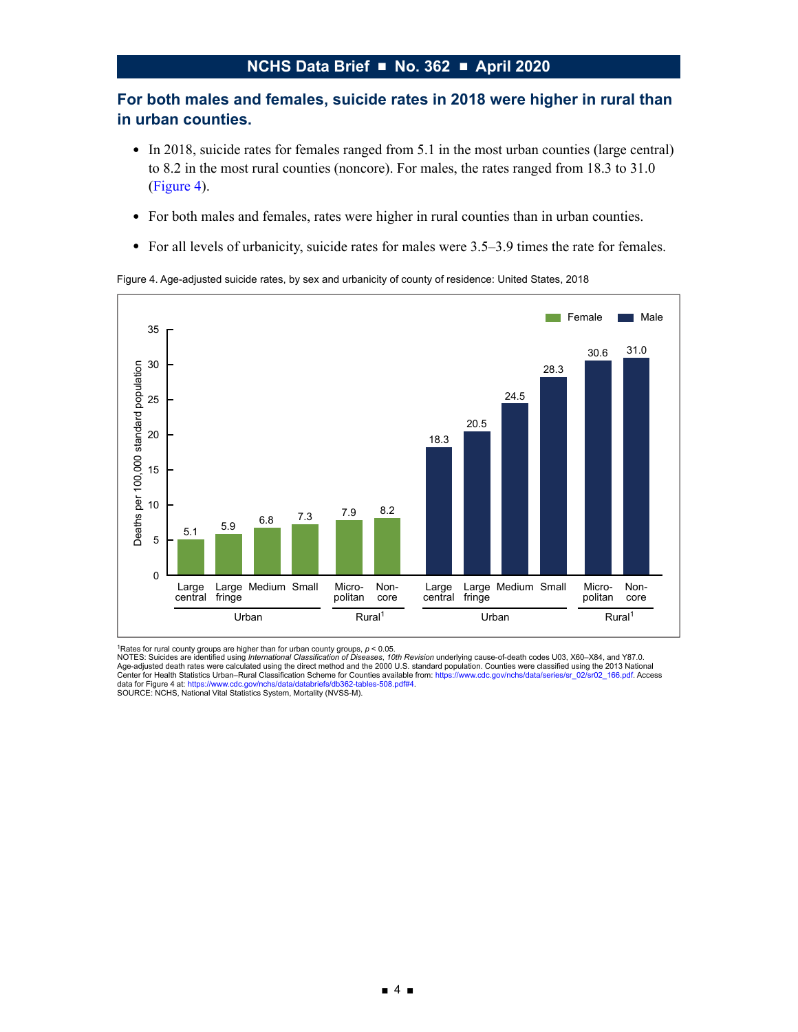## For both males and females, suicide rates in 2018 were higher in rural than in urban counties.

- In 2018, suicide rates for females ranged from 5.1 in the most urban counties (large central) to 8.2 in the most rural counties (noncore). For males, the rates ranged from 18.3 to 31.0 (Figure 4).
- For both males and females, rates were higher in rural counties than in urban counties.
- For all levels of urbanicity, suicide rates for males were 3.5–3.9 times the rate for females.

Figure 4. Age-adjusted suicide rates, by sex and urbanicity of county of residence: United States, 2018

| Sex | Urban: Large central | Urban: Large fringe | Urban: Medium | Urban: Small | Rural[1]: Micropolitan | Rural[1]: Noncore |
| --- | --- | --- | --- | --- | --- | --- |
| Female | 5.1 | 5.9 | 6.8 | 7.3 | 7.9 | 8.2 |
| Male | 18.3 | 20.5 | 24.5 | 28.3 | 30.6 | 31.0 |

Deaths per 100,000 standard population

[1]Rates for rural county groups are higher than for urban county groups, $p < 0.05$.
NOTES: Suicides are identified using *International Classification of Diseases, 10th Revision* underlying cause-of-death codes U03, X60–X84, and Y87.0. Age-adjusted death rates were calculated using the direct method and the 2000 U.S. standard population. Counties were classified using the 2013 National Center for Health Statistics Urban–Rural Classification Scheme for Counties available from: https://www.cdc.gov/nchs/data/series/sr_02/sr02_166.pdf. Access data for Figure 4 at: https://www.cdc.gov/nchs/data/databriefs/db362-tables-508.pdf#4.
SOURCE: NCHS, National Vital Statistics System, Mortality (NVSS-M).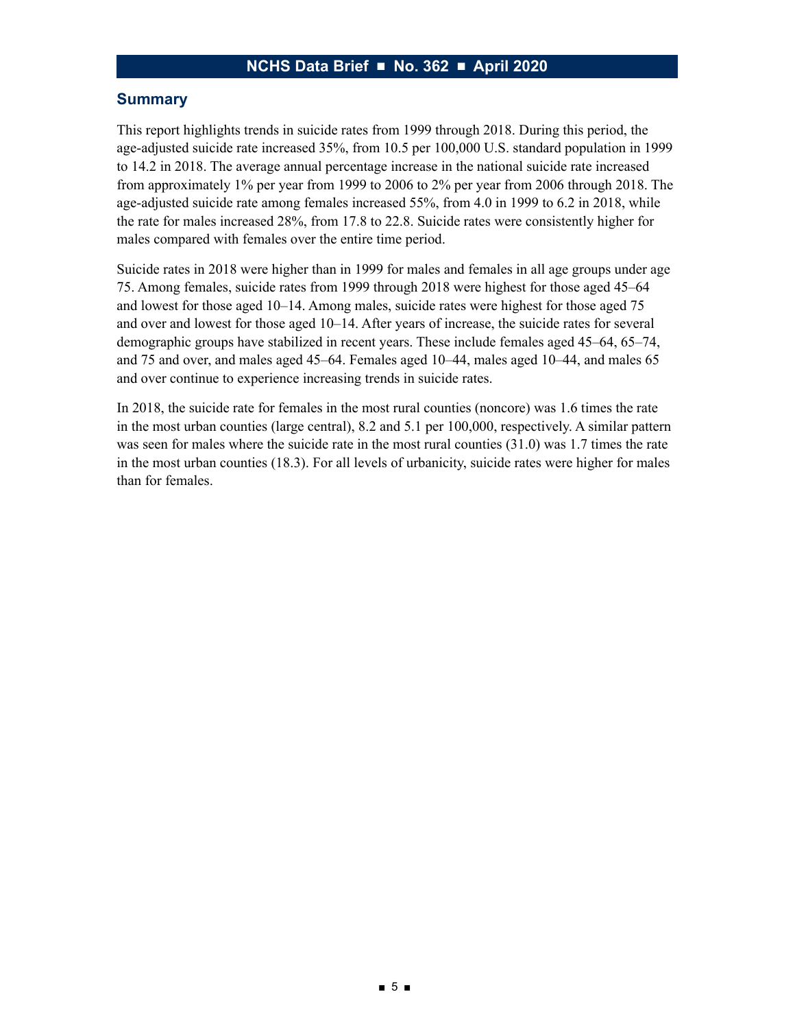## Summary

This report highlights trends in suicide rates from 1999 through 2018. During this period, the age-adjusted suicide rate increased 35%, from 10.5 per 100,000 U.S. standard population in 1999 to 14.2 in 2018. The average annual percentage increase in the national suicide rate increased from approximately 1% per year from 1999 to 2006 to 2% per year from 2006 through 2018. The age-adjusted suicide rate among females increased 55%, from 4.0 in 1999 to 6.2 in 2018, while the rate for males increased 28%, from 17.8 to 22.8. Suicide rates were consistently higher for males compared with females over the entire time period.

Suicide rates in 2018 were higher than in 1999 for males and females in all age groups under age 75. Among females, suicide rates from 1999 through 2018 were highest for those aged 45–64 and lowest for those aged 10–14. Among males, suicide rates were highest for those aged 75 and over and lowest for those aged 10–14. After years of increase, the suicide rates for several demographic groups have stabilized in recent years. These include females aged 45–64, 65–74, and 75 and over, and males aged 45–64. Females aged 10–44, males aged 10–44, and males 65 and over continue to experience increasing trends in suicide rates.

In 2018, the suicide rate for females in the most rural counties (noncore) was 1.6 times the rate in the most urban counties (large central), 8.2 and 5.1 per 100,000, respectively. A similar pattern was seen for males where the suicide rate in the most rural counties (31.0) was 1.7 times the rate in the most urban counties (18.3). For all levels of urbanicity, suicide rates were higher for males than for females.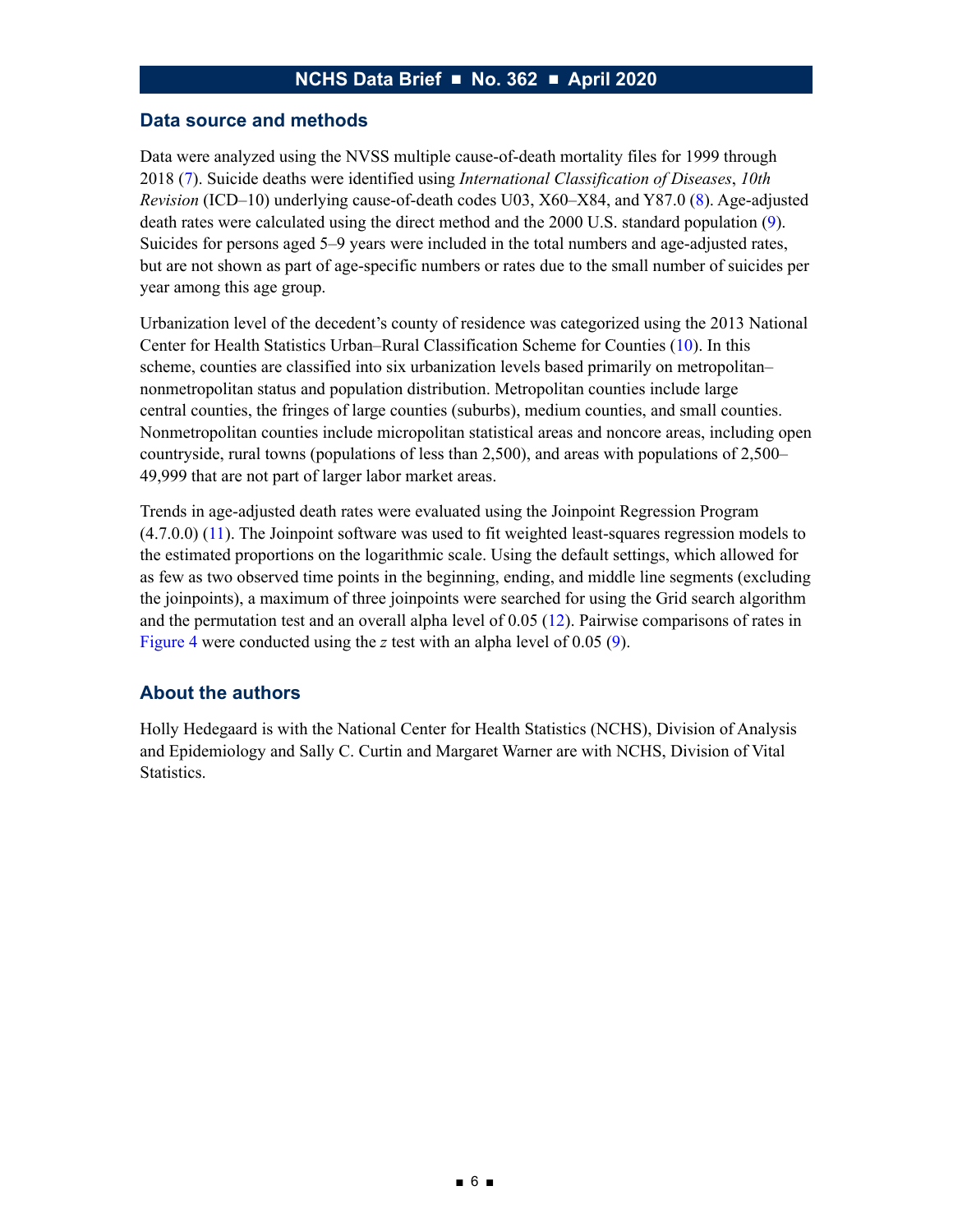## Data source and methods

Data were analyzed using the NVSS multiple cause-of-death mortality files for 1999 through 2018 (7). Suicide deaths were identified using *International Classification of Diseases*, *10th Revision* (ICD–10) underlying cause-of-death codes U03, X60–X84, and Y87.0 (8). Age-adjusted death rates were calculated using the direct method and the 2000 U.S. standard population (9). Suicides for persons aged 5–9 years were included in the total numbers and age-adjusted rates, but are not shown as part of age-specific numbers or rates due to the small number of suicides per year among this age group.

Urbanization level of the decedent's county of residence was categorized using the 2013 National Center for Health Statistics Urban–Rural Classification Scheme for Counties (10). In this scheme, counties are classified into six urbanization levels based primarily on metropolitan–nonmetropolitan status and population distribution. Metropolitan counties include large central counties, the fringes of large counties (suburbs), medium counties, and small counties. Nonmetropolitan counties include micropolitan statistical areas and noncore areas, including open countryside, rural towns (populations of less than 2,500), and areas with populations of 2,500–49,999 that are not part of larger labor market areas.

Trends in age-adjusted death rates were evaluated using the Joinpoint Regression Program (4.7.0.0) (11). The Joinpoint software was used to fit weighted least-squares regression models to the estimated proportions on the logarithmic scale. Using the default settings, which allowed for as few as two observed time points in the beginning, ending, and middle line segments (excluding the joinpoints), a maximum of three joinpoints were searched for using the Grid search algorithm and the permutation test and an overall alpha level of 0.05 (12). Pairwise comparisons of rates in Figure 4 were conducted using the *z* test with an alpha level of 0.05 (9).

## About the authors

Holly Hedegaard is with the National Center for Health Statistics (NCHS), Division of Analysis and Epidemiology and Sally C. Curtin and Margaret Warner are with NCHS, Division of Vital Statistics.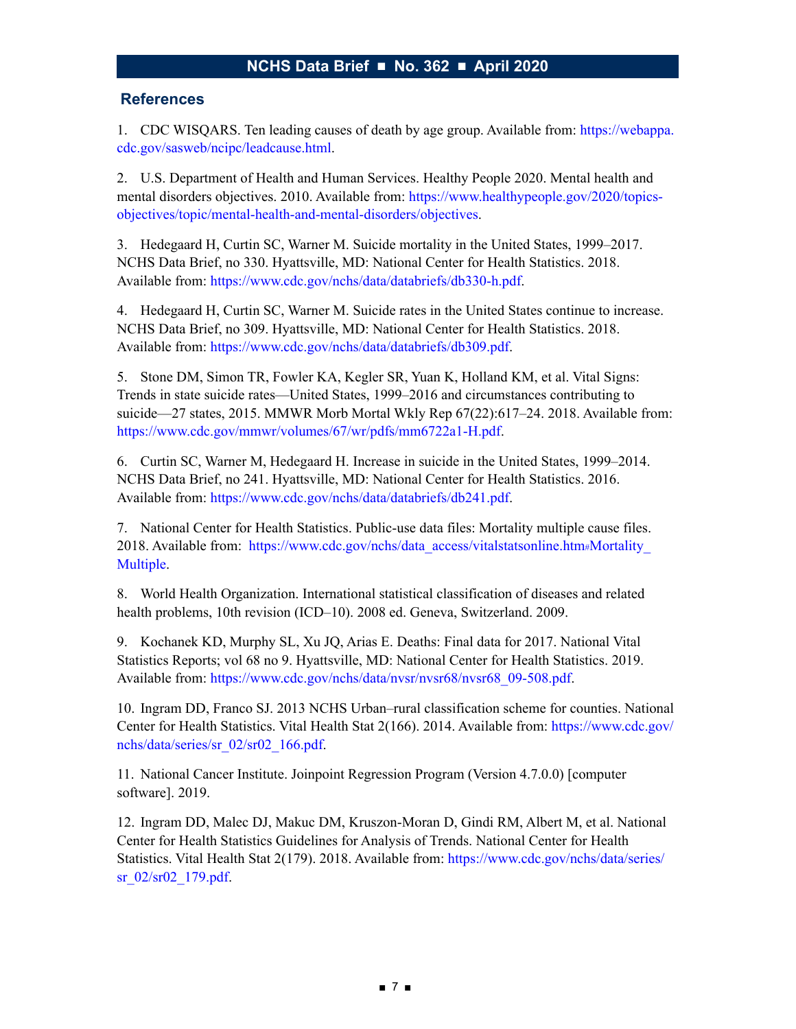## References

1. CDC WISQARS. Ten leading causes of death by age group. Available from: https://webappa.cdc.gov/sasweb/ncipc/leadcause.html.

2. U.S. Department of Health and Human Services. Healthy People 2020. Mental health and mental disorders objectives. 2010. Available from: https://www.healthypeople.gov/2020/topics-objectives/topic/mental-health-and-mental-disorders/objectives.

3. Hedegaard H, Curtin SC, Warner M. Suicide mortality in the United States, 1999–2017. NCHS Data Brief, no 330. Hyattsville, MD: National Center for Health Statistics. 2018. Available from: https://www.cdc.gov/nchs/data/databriefs/db330-h.pdf.

4. Hedegaard H, Curtin SC, Warner M. Suicide rates in the United States continue to increase. NCHS Data Brief, no 309. Hyattsville, MD: National Center for Health Statistics. 2018. Available from: https://www.cdc.gov/nchs/data/databriefs/db309.pdf.

5. Stone DM, Simon TR, Fowler KA, Kegler SR, Yuan K, Holland KM, et al. Vital Signs: Trends in state suicide rates—United States, 1999–2016 and circumstances contributing to suicide—27 states, 2015. MMWR Morb Mortal Wkly Rep 67(22):617–24. 2018. Available from: https://www.cdc.gov/mmwr/volumes/67/wr/pdfs/mm6722a1-H.pdf.

6. Curtin SC, Warner M, Hedegaard H. Increase in suicide in the United States, 1999–2014. NCHS Data Brief, no 241. Hyattsville, MD: National Center for Health Statistics. 2016. Available from: https://www.cdc.gov/nchs/data/databriefs/db241.pdf.

7. National Center for Health Statistics. Public-use data files: Mortality multiple cause files. 2018. Available from: https://www.cdc.gov/nchs/data_access/vitalstatsonline.htm#Mortality_Multiple.

8. World Health Organization. International statistical classification of diseases and related health problems, 10th revision (ICD–10). 2008 ed. Geneva, Switzerland. 2009.

9. Kochanek KD, Murphy SL, Xu JQ, Arias E. Deaths: Final data for 2017. National Vital Statistics Reports; vol 68 no 9. Hyattsville, MD: National Center for Health Statistics. 2019. Available from: https://www.cdc.gov/nchs/data/nvsr/nvsr68/nvsr68_09-508.pdf.

10. Ingram DD, Franco SJ. 2013 NCHS Urban–rural classification scheme for counties. National Center for Health Statistics. Vital Health Stat 2(166). 2014. Available from: https://www.cdc.gov/nchs/data/series/sr_02/sr02_166.pdf.

11. National Cancer Institute. Joinpoint Regression Program (Version 4.7.0.0) [computer software]. 2019.

12. Ingram DD, Malec DJ, Makuc DM, Kruszon-Moran D, Gindi RM, Albert M, et al. National Center for Health Statistics Guidelines for Analysis of Trends. National Center for Health Statistics. Vital Health Stat 2(179). 2018. Available from: https://www.cdc.gov/nchs/data/series/sr_02/sr02_179.pdf.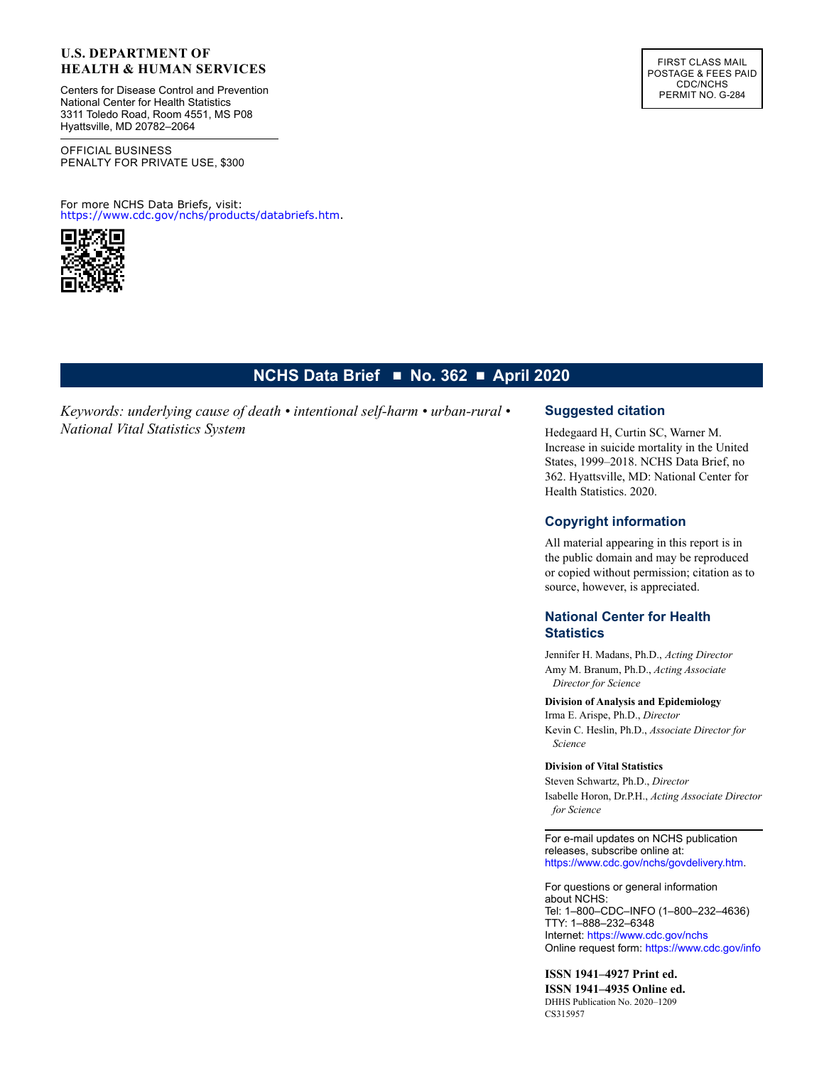**U.S. DEPARTMENT OF HEALTH & HUMAN SERVICES**

Centers for Disease Control and Prevention
National Center for Health Statistics
3311 Toledo Road, Room 4551, MS P08
Hyattsville, MD 20782–2064

OFFICIAL BUSINESS
PENALTY FOR PRIVATE USE, $300

FIRST CLASS MAIL
POSTAGE & FEES PAID
CDC/NCHS
PERMIT NO. G-284

For more NCHS Data Briefs, visit:
https://www.cdc.gov/nchs/products/databriefs.htm.

## NCHS Data Brief ■ No. 362 ■ April 2020

*Keywords: underlying cause of death • intentional self-harm • urban-rural • National Vital Statistics System*

### Suggested citation

Hedegaard H, Curtin SC, Warner M. Increase in suicide mortality in the United States, 1999–2018. NCHS Data Brief, no 362. Hyattsville, MD: National Center for Health Statistics. 2020.

### Copyright information

All material appearing in this report is in the public domain and may be reproduced or copied without permission; citation as to source, however, is appreciated.

### National Center for Health Statistics

Jennifer H. Madans, Ph.D., *Acting Director*
Amy M. Branum, Ph.D., *Acting Associate Director for Science*

**Division of Analysis and Epidemiology**
Irma E. Arispe, Ph.D., *Director*
Kevin C. Heslin, Ph.D., *Associate Director for Science*

**Division of Vital Statistics**
Steven Schwartz, Ph.D., *Director*
Isabelle Horon, Dr.P.H., *Acting Associate Director for Science*

For e-mail updates on NCHS publication releases, subscribe online at: https://www.cdc.gov/nchs/govdelivery.htm.

For questions or general information about NCHS:
Tel: 1–800–CDC–INFO (1–800–232–4636)
TTY: 1–888–232–6348
Internet: https://www.cdc.gov/nchs
Online request form: https://www.cdc.gov/info

**ISSN 1941–4927 Print ed.**
**ISSN 1941–4935 Online ed.**
DHHS Publication No. 2020–1209
CS315957